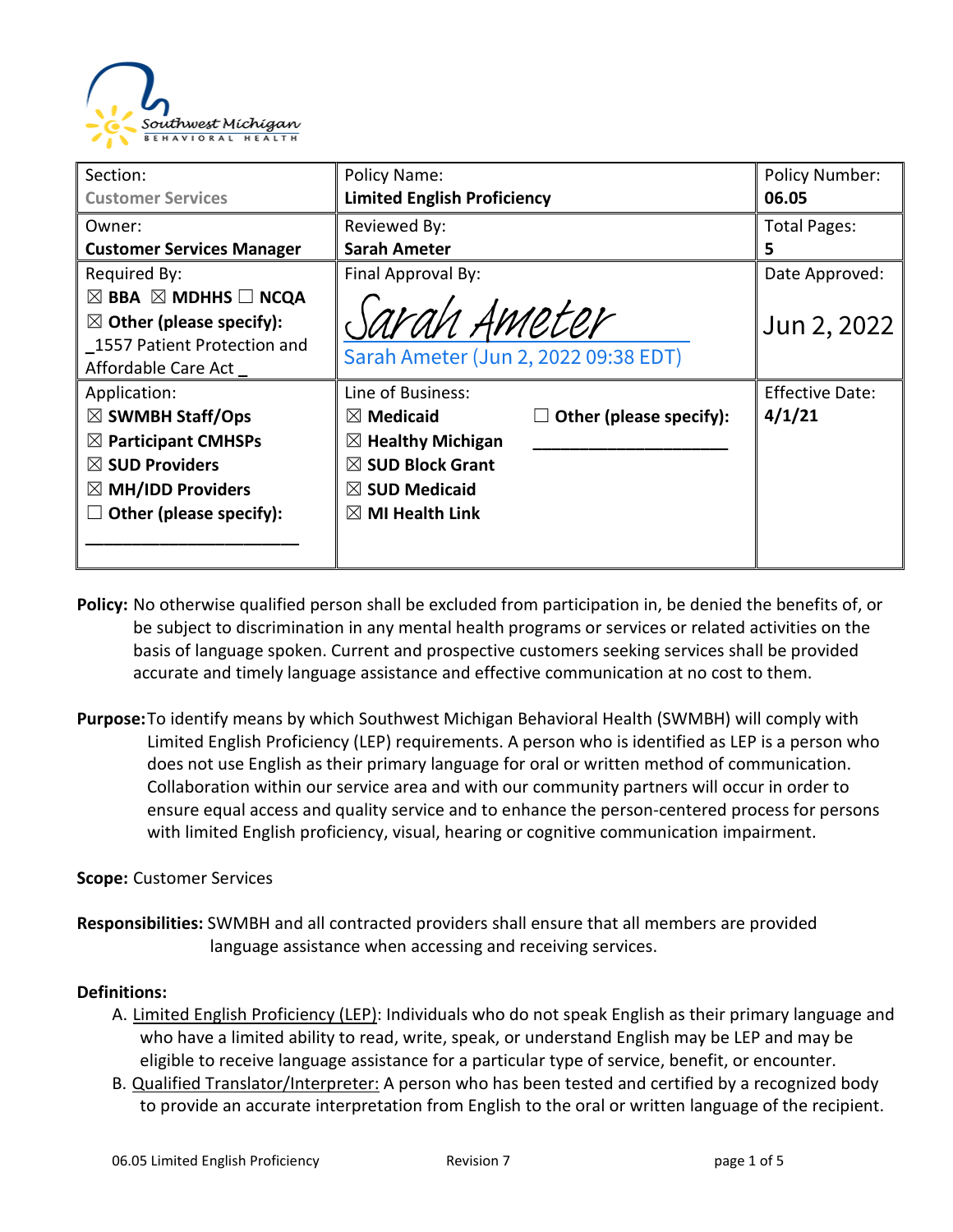| Section:<br>Customer Services | Policy Name:<br>**Limited English Proficiency** | | Policy Number:<br>**06.05** |
|---|---|---|---|
| Owner:<br>**Customer Services Manager** | Reviewed By:<br>**Sarah Ameter** | | Total Pages:<br>**5** |
| Required By:<br>☒ **BBA** ☒ **MDHHS** ☐ **NCQA**<br>☒ **Other (please specify):**<br>_1557 Patient Protection and Affordable Care Act _ | Final Approval By:<br>Sarah Ameter<br>Sarah Ameter (Jun 2, 2022 09:38 EDT) | | Date Approved:<br>Jun 2, 2022 |
| Application:<br>☒ **SWMBH Staff/Ops**<br>☒ **Participant CMHSPs**<br>☒ **SUD Providers**<br>☒ **MH/IDD Providers**<br>☐ **Other (please specify):**<br>______________________ | Line of Business:<br>☒ **Medicaid**<br>☒ **Healthy Michigan**<br>☒ **SUD Block Grant**<br>☒ **SUD Medicaid**<br>☒ **MI Health Link** | ☐ **Other (please specify):**<br>____________________ | Effective Date:<br>**4/1/21** |

**Policy:** No otherwise qualified person shall be excluded from participation in, be denied the benefits of, or be subject to discrimination in any mental health programs or services or related activities on the basis of language spoken. Current and prospective customers seeking services shall be provided accurate and timely language assistance and effective communication at no cost to them.

**Purpose:** To identify means by which Southwest Michigan Behavioral Health (SWMBH) will comply with Limited English Proficiency (LEP) requirements. A person who is identified as LEP is a person who does not use English as their primary language for oral or written method of communication. Collaboration within our service area and with our community partners will occur in order to ensure equal access and quality service and to enhance the person-centered process for persons with limited English proficiency, visual, hearing or cognitive communication impairment.

**Scope:** Customer Services

**Responsibilities:** SWMBH and all contracted providers shall ensure that all members are provided language assistance when accessing and receiving services.

**Definitions:**

A. Limited English Proficiency (LEP): Individuals who do not speak English as their primary language and who have a limited ability to read, write, speak, or understand English may be LEP and may be eligible to receive language assistance for a particular type of service, benefit, or encounter.
B. Qualified Translator/Interpreter: A person who has been tested and certified by a recognized body to provide an accurate interpretation from English to the oral or written language of the recipient.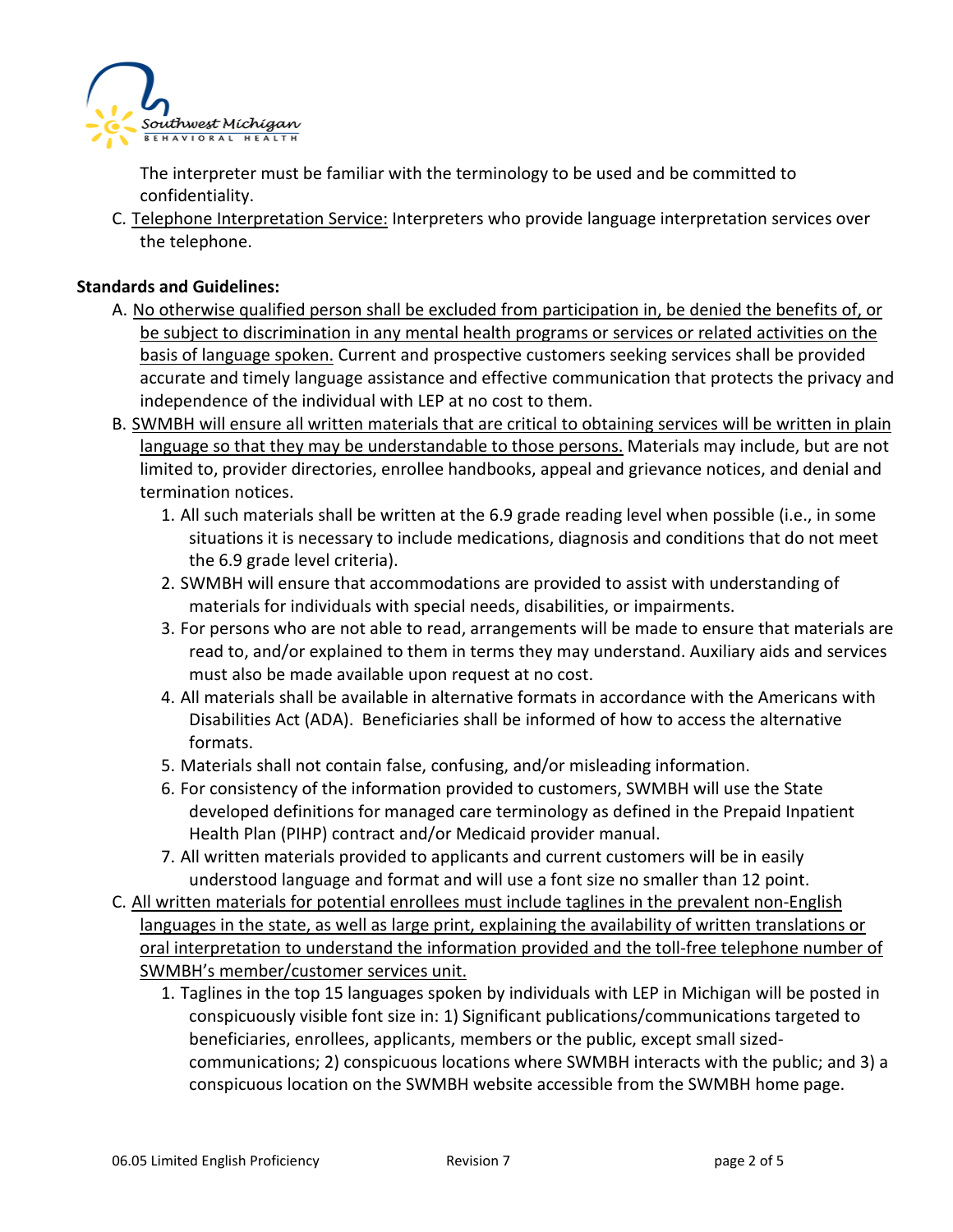The interpreter must be familiar with the terminology to be used and be committed to confidentiality.

C. <u>Telephone Interpretation Service:</u> Interpreters who provide language interpretation services over the telephone.

**Standards and Guidelines:**

A. <u>No otherwise qualified person shall be excluded from participation in, be denied the benefits of, or be subject to discrimination in any mental health programs or services or related activities on the basis of language spoken.</u> Current and prospective customers seeking services shall be provided accurate and timely language assistance and effective communication that protects the privacy and independence of the individual with LEP at no cost to them.

B. <u>SWMBH will ensure all written materials that are critical to obtaining services will be written in plain language so that they may be understandable to those persons.</u> Materials may include, but are not limited to, provider directories, enrollee handbooks, appeal and grievance notices, and denial and termination notices.

   1. All such materials shall be written at the 6.9 grade reading level when possible (i.e., in some situations it is necessary to include medications, diagnosis and conditions that do not meet the 6.9 grade level criteria).
   2. SWMBH will ensure that accommodations are provided to assist with understanding of materials for individuals with special needs, disabilities, or impairments.
   3. For persons who are not able to read, arrangements will be made to ensure that materials are read to, and/or explained to them in terms they may understand. Auxiliary aids and services must also be made available upon request at no cost.
   4. All materials shall be available in alternative formats in accordance with the Americans with Disabilities Act (ADA). Beneficiaries shall be informed of how to access the alternative formats.
   5. Materials shall not contain false, confusing, and/or misleading information.
   6. For consistency of the information provided to customers, SWMBH will use the State developed definitions for managed care terminology as defined in the Prepaid Inpatient Health Plan (PIHP) contract and/or Medicaid provider manual.
   7. All written materials provided to applicants and current customers will be in easily understood language and format and will use a font size no smaller than 12 point.

C. <u>All written materials for potential enrollees must include taglines in the prevalent non-English languages in the state, as well as large print, explaining the availability of written translations or oral interpretation to understand the information provided and the toll-free telephone number of SWMBH's member/customer services unit.</u>

   1. Taglines in the top 15 languages spoken by individuals with LEP in Michigan will be posted in conspicuously visible font size in: 1) Significant publications/communications targeted to beneficiaries, enrollees, applicants, members or the public, except small sized-communications; 2) conspicuous locations where SWMBH interacts with the public; and 3) a conspicuous location on the SWMBH website accessible from the SWMBH home page.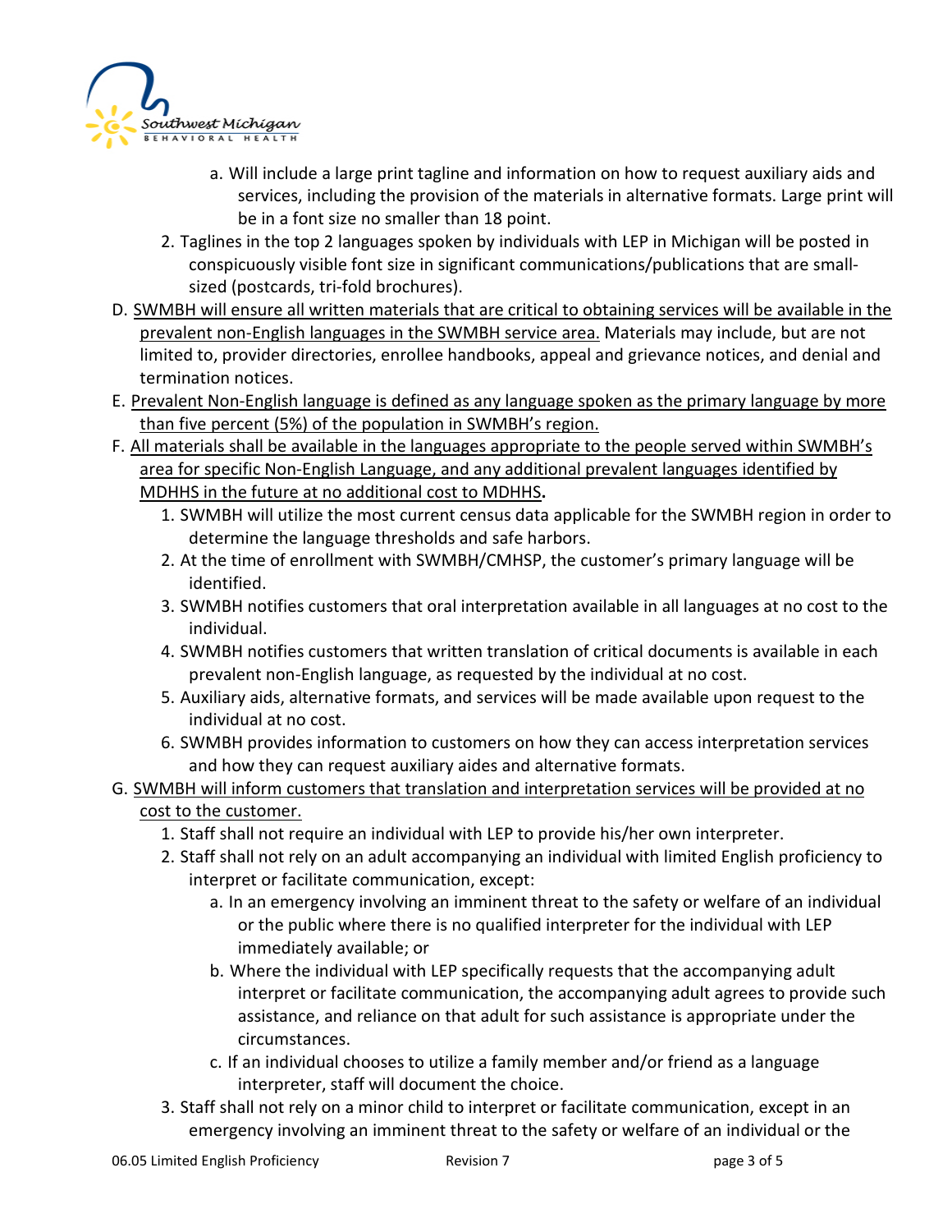a. Will include a large print tagline and information on how to request auxiliary aids and services, including the provision of the materials in alternative formats. Large print will be in a font size no smaller than 18 point.

2. Taglines in the top 2 languages spoken by individuals with LEP in Michigan will be posted in conspicuously visible font size in significant communications/publications that are small-sized (postcards, tri-fold brochures).

D. <u>SWMBH will ensure all written materials that are critical to obtaining services will be available in the prevalent non-English languages in the SWMBH service area.</u> Materials may include, but are not limited to, provider directories, enrollee handbooks, appeal and grievance notices, and denial and termination notices.

E. <u>Prevalent Non-English language is defined as any language spoken as the primary language by more than five percent (5%) of the population in SWMBH's region.</u>

F. <u>All materials shall be available in the languages appropriate to the people served within SWMBH's area for specific Non-English Language, and any additional prevalent languages identified by MDHHS in the future at no additional cost to MDHHS</u>**.**

1. SWMBH will utilize the most current census data applicable for the SWMBH region in order to determine the language thresholds and safe harbors.
2. At the time of enrollment with SWMBH/CMHSP, the customer's primary language will be identified.
3. SWMBH notifies customers that oral interpretation available in all languages at no cost to the individual.
4. SWMBH notifies customers that written translation of critical documents is available in each prevalent non-English language, as requested by the individual at no cost.
5. Auxiliary aids, alternative formats, and services will be made available upon request to the individual at no cost.
6. SWMBH provides information to customers on how they can access interpretation services and how they can request auxiliary aides and alternative formats.

G. <u>SWMBH will inform customers that translation and interpretation services will be provided at no cost to the customer.</u>

1. Staff shall not require an individual with LEP to provide his/her own interpreter.
2. Staff shall not rely on an adult accompanying an individual with limited English proficiency to interpret or facilitate communication, except:
   a. In an emergency involving an imminent threat to the safety or welfare of an individual or the public where there is no qualified interpreter for the individual with LEP immediately available; or
   b. Where the individual with LEP specifically requests that the accompanying adult interpret or facilitate communication, the accompanying adult agrees to provide such assistance, and reliance on that adult for such assistance is appropriate under the circumstances.
   c. If an individual chooses to utilize a family member and/or friend as a language interpreter, staff will document the choice.
3. Staff shall not rely on a minor child to interpret or facilitate communication, except in an emergency involving an imminent threat to the safety or welfare of an individual or the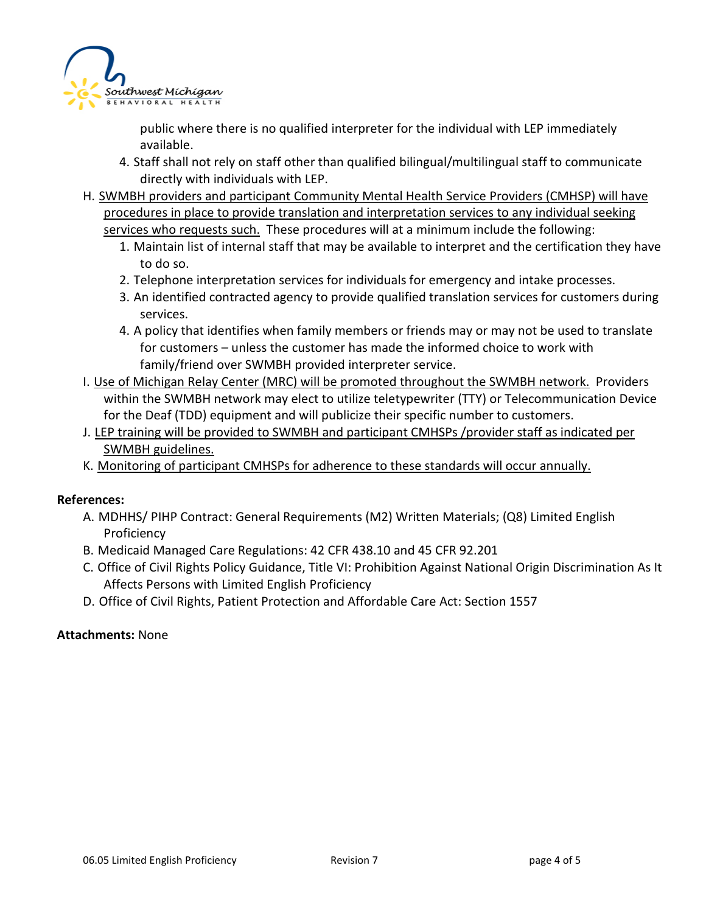public where there is no qualified interpreter for the individual with LEP immediately available.
4. Staff shall not rely on staff other than qualified bilingual/multilingual staff to communicate directly with individuals with LEP.

H. <u>SWMBH providers and participant Community Mental Health Service Providers (CMHSP) will have procedures in place to provide translation and interpretation services to any individual seeking services who requests such.</u> These procedures will at a minimum include the following:
   1. Maintain list of internal staff that may be available to interpret and the certification they have to do so.
   2. Telephone interpretation services for individuals for emergency and intake processes.
   3. An identified contracted agency to provide qualified translation services for customers during services.
   4. A policy that identifies when family members or friends may or may not be used to translate for customers – unless the customer has made the informed choice to work with family/friend over SWMBH provided interpreter service.

I. <u>Use of Michigan Relay Center (MRC) will be promoted throughout the SWMBH network.</u> Providers within the SWMBH network may elect to utilize teletypewriter (TTY) or Telecommunication Device for the Deaf (TDD) equipment and will publicize their specific number to customers.

J. <u>LEP training will be provided to SWMBH and participant CMHSPs /provider staff as indicated per SWMBH guidelines.</u>

K. <u>Monitoring of participant CMHSPs for adherence to these standards will occur annually.</u>

**References:**

A. MDHHS/ PIHP Contract: General Requirements (M2) Written Materials; (Q8) Limited English Proficiency
B. Medicaid Managed Care Regulations: 42 CFR 438.10 and 45 CFR 92.201
C. Office of Civil Rights Policy Guidance, Title VI: Prohibition Against National Origin Discrimination As It Affects Persons with Limited English Proficiency
D. Office of Civil Rights, Patient Protection and Affordable Care Act: Section 1557

**Attachments:** None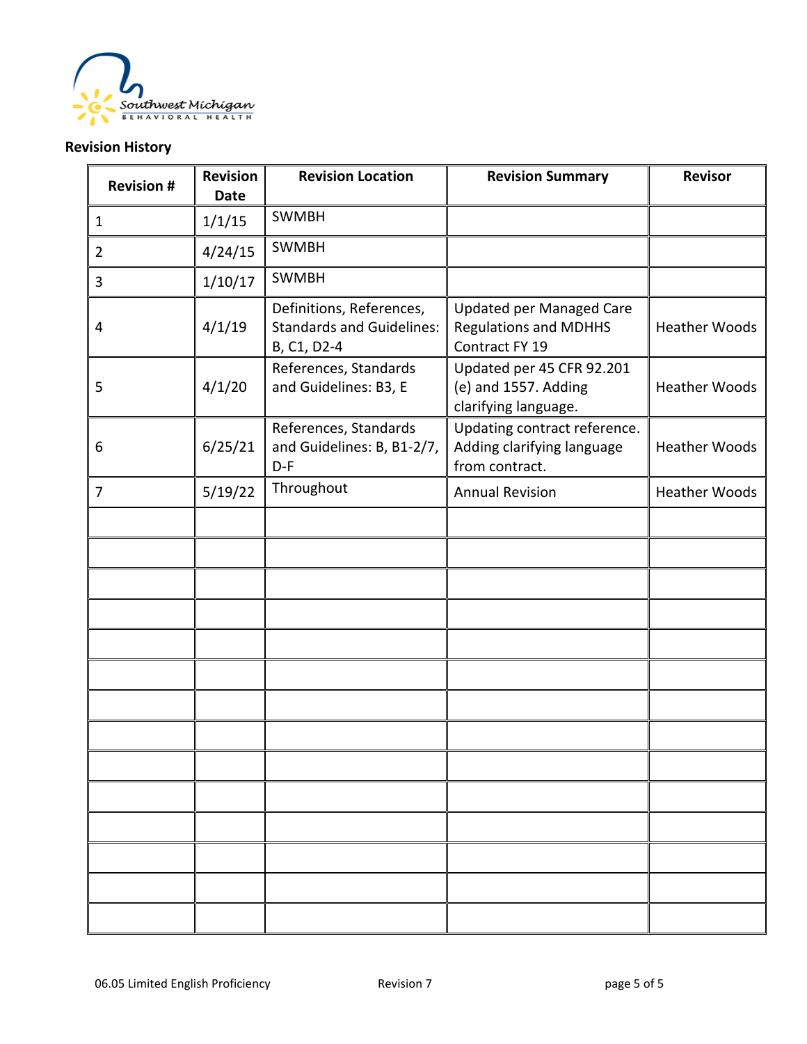## Revision History

| Revision # | Revision Date | Revision Location | Revision Summary | Revisor |
|---|---|---|---|---|
| 1 | 1/1/15 | SWMBH | | |
| 2 | 4/24/15 | SWMBH | | |
| 3 | 1/10/17 | SWMBH | | |
| 4 | 4/1/19 | Definitions, References, Standards and Guidelines: B, C1, D2-4 | Updated per Managed Care Regulations and MDHHS Contract FY 19 | Heather Woods |
| 5 | 4/1/20 | References, Standards and Guidelines: B3, E | Updated per 45 CFR 92.201 (e) and 1557. Adding clarifying language. | Heather Woods |
| 6 | 6/25/21 | References, Standards and Guidelines: B, B1-2/7, D-F | Updating contract reference. Adding clarifying language from contract. | Heather Woods |
| 7 | 5/19/22 | Throughout | Annual Revision | Heather Woods |
| | | | | |
| | | | | |
| | | | | |
| | | | | |
| | | | | |
| | | | | |
| | | | | |
| | | | | |
| | | | | |
| | | | | |
| | | | | |
| | | | | |
| | | | | |
| | | | | |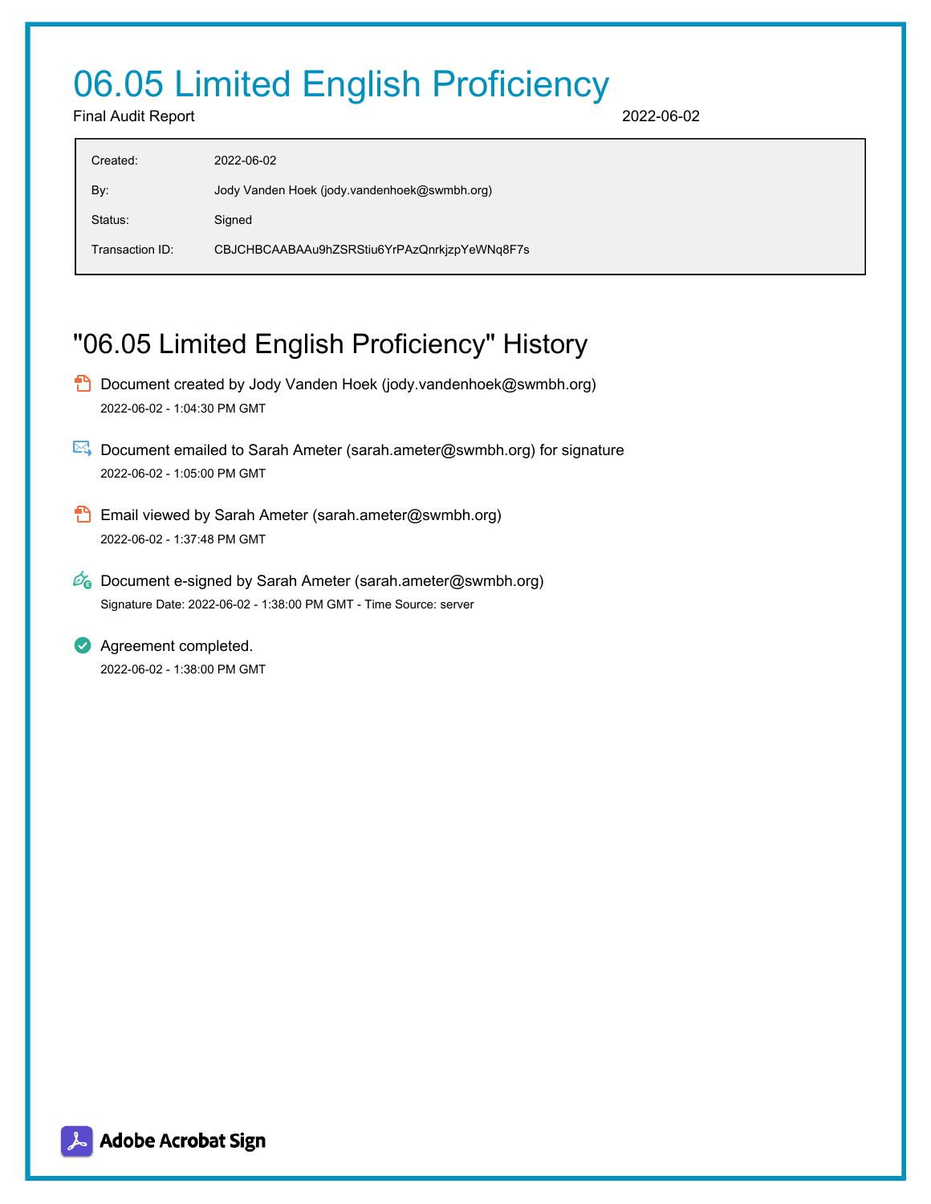# 06.05 Limited English Proficiency

Final Audit Report 2022-06-02

| | |
|---|---|
| Created: | 2022-06-02 |
| By: | Jody Vanden Hoek (jody.vandenhoek@swmbh.org) |
| Status: | Signed |
| Transaction ID: | CBJCHBCAABAAu9hZSRStiu6YrPAzQnrkjzpYeWNq8F7s |

## "06.05 Limited English Proficiency" History

- Document created by Jody Vanden Hoek (jody.vandenhoek@swmbh.org)
  2022-06-02 - 1:04:30 PM GMT

- Document emailed to Sarah Ameter (sarah.ameter@swmbh.org) for signature
  2022-06-02 - 1:05:00 PM GMT

- Email viewed by Sarah Ameter (sarah.ameter@swmbh.org)
  2022-06-02 - 1:37:48 PM GMT

- Document e-signed by Sarah Ameter (sarah.ameter@swmbh.org)
  Signature Date: 2022-06-02 - 1:38:00 PM GMT - Time Source: server

- Agreement completed.
  2022-06-02 - 1:38:00 PM GMT

Adobe Acrobat Sign